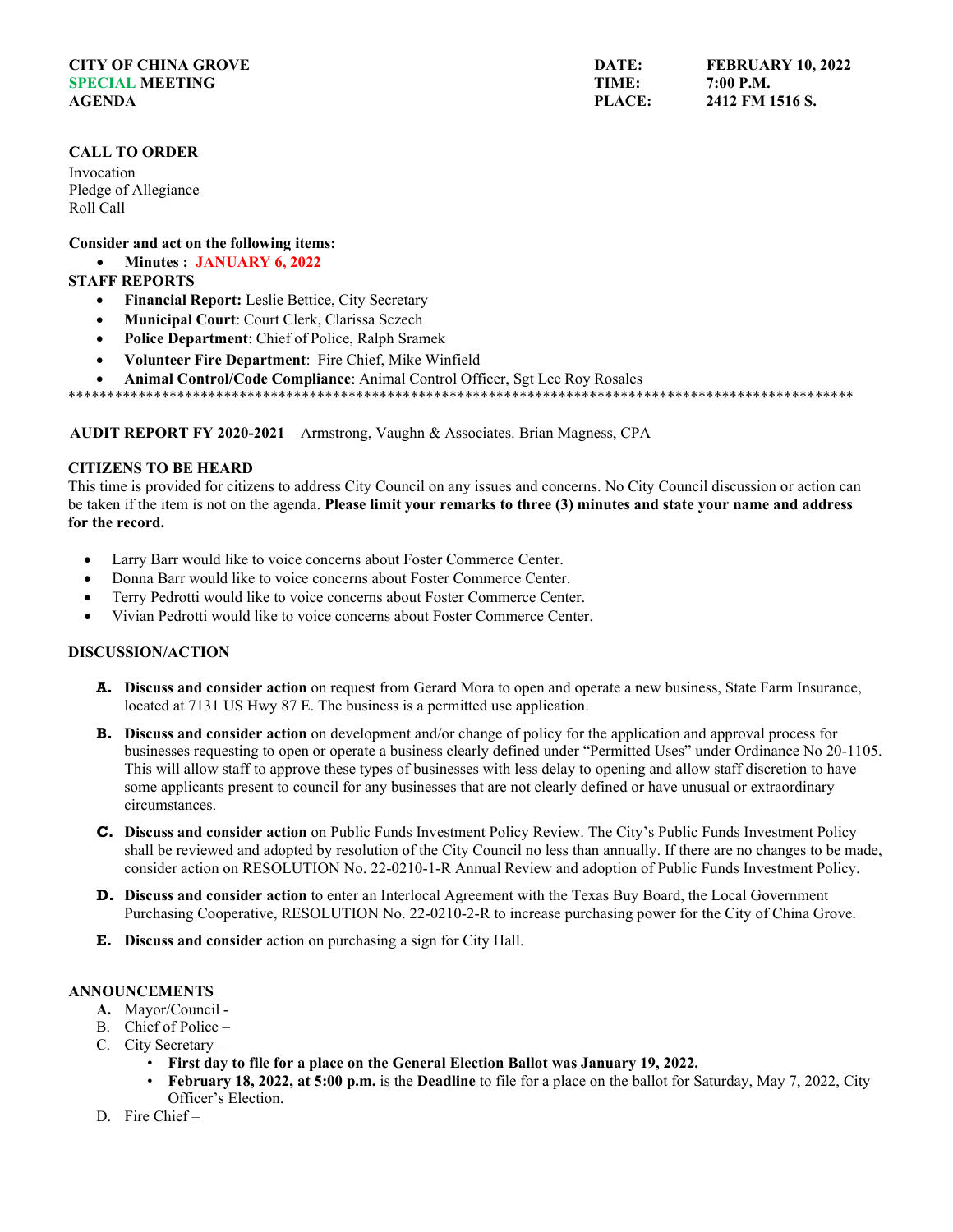**CITY OF CHINA GROVE**
**SPECIAL MEETING**
**AGENDA**

**DATE:** **FEBRUARY 10, 2022**
**TIME:** **7:00 P.M.**
**PLACE:** **2412 FM 1516 S.**

**CALL TO ORDER**

Invocation
Pledge of Allegiance
Roll Call

**Consider and act on the following items:**

- **Minutes : JANUARY 6, 2022**

**STAFF REPORTS**

- **Financial Report:** Leslie Bettice, City Secretary
- **Municipal Court**: Court Clerk, Clarissa Sczech
- **Police Department**: Chief of Police, Ralph Sramek
- **Volunteer Fire Department**: Fire Chief, Mike Winfield
- **Animal Control/Code Compliance**: Animal Control Officer, Sgt Lee Roy Rosales

******************************************************************************************************

**AUDIT REPORT FY 2020-2021** – Armstrong, Vaughn & Associates. Brian Magness, CPA

**CITIZENS TO BE HEARD**

This time is provided for citizens to address City Council on any issues and concerns. No City Council discussion or action can be taken if the item is not on the agenda. **Please limit your remarks to three (3) minutes and state your name and address for the record.**

- Larry Barr would like to voice concerns about Foster Commerce Center.
- Donna Barr would like to voice concerns about Foster Commerce Center.
- Terry Pedrotti would like to voice concerns about Foster Commerce Center.
- Vivian Pedrotti would like to voice concerns about Foster Commerce Center.

**DISCUSSION/ACTION**

**A.** **Discuss and consider action** on request from Gerard Mora to open and operate a new business, State Farm Insurance, located at 7131 US Hwy 87 E. The business is a permitted use application.

**B.** **Discuss and consider action** on development and/or change of policy for the application and approval process for businesses requesting to open or operate a business clearly defined under "Permitted Uses" under Ordinance No 20-1105. This will allow staff to approve these types of businesses with less delay to opening and allow staff discretion to have some applicants present to council for any businesses that are not clearly defined or have unusual or extraordinary circumstances.

**C.** **Discuss and consider action** on Public Funds Investment Policy Review. The City's Public Funds Investment Policy shall be reviewed and adopted by resolution of the City Council no less than annually. If there are no changes to be made, consider action on RESOLUTION No. 22-0210-1-R Annual Review and adoption of Public Funds Investment Policy.

**D.** **Discuss and consider action** to enter an Interlocal Agreement with the Texas Buy Board, the Local Government Purchasing Cooperative, RESOLUTION No. 22-0210-2-R to increase purchasing power for the City of China Grove.

**E.** **Discuss and consider** action on purchasing a sign for City Hall.

**ANNOUNCEMENTS**

A. Mayor/Council -
B. Chief of Police –
C. City Secretary –
   - **First day to file for a place on the General Election Ballot was January 19, 2022.**
   - **February 18, 2022, at 5:00 p.m.** is the **Deadline** to file for a place on the ballot for Saturday, May 7, 2022, City Officer's Election.

D. Fire Chief –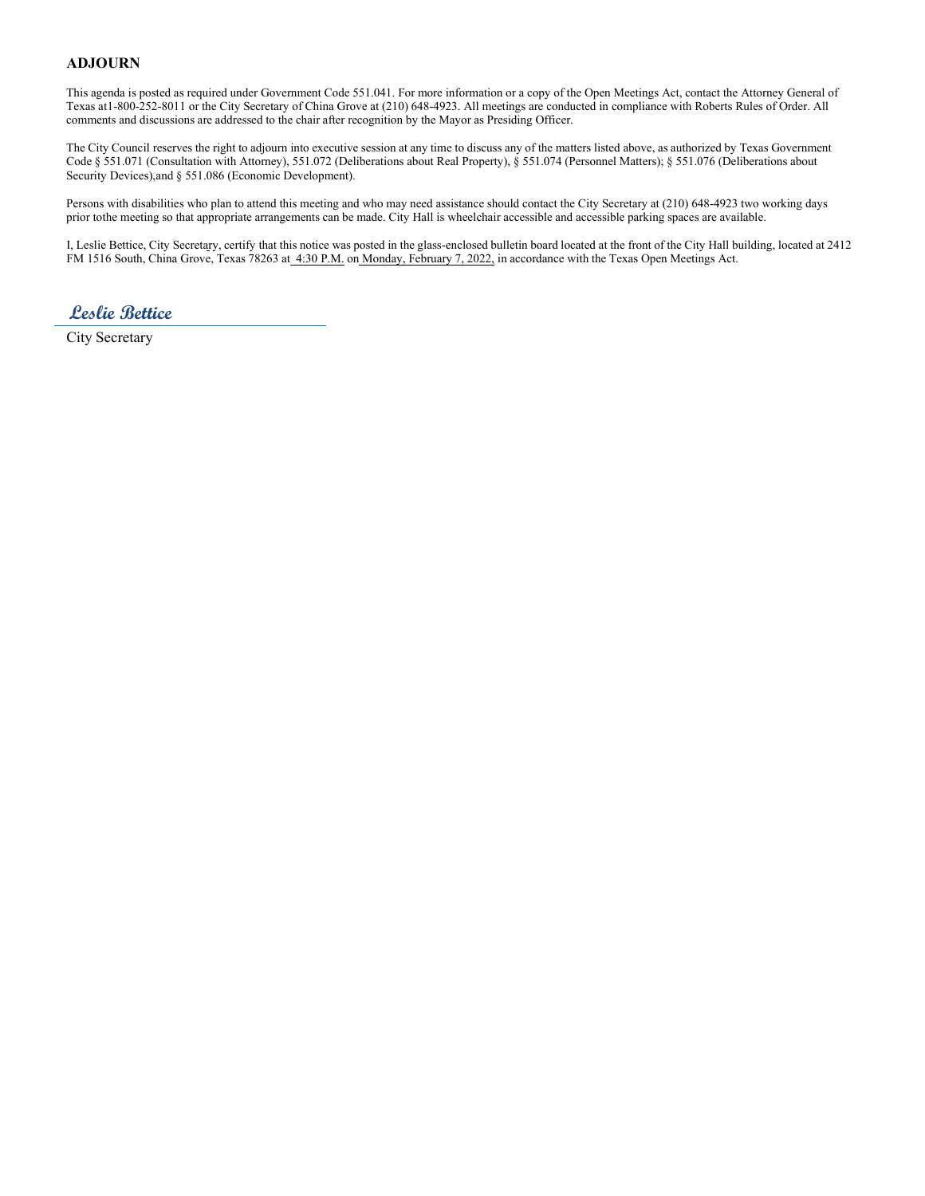**ADJOURN**

This agenda is posted as required under Government Code 551.041. For more information or a copy of the Open Meetings Act, contact the Attorney General of Texas at1-800-252-8011 or the City Secretary of China Grove at (210) 648-4923. All meetings are conducted in compliance with Roberts Rules of Order. All comments and discussions are addressed to the chair after recognition by the Mayor as Presiding Officer.

The City Council reserves the right to adjourn into executive session at any time to discuss any of the matters listed above, as authorized by Texas Government Code § 551.071 (Consultation with Attorney), 551.072 (Deliberations about Real Property), § 551.074 (Personnel Matters); § 551.076 (Deliberations about Security Devices),and § 551.086 (Economic Development).

Persons with disabilities who plan to attend this meeting and who may need assistance should contact the City Secretary at (210) 648-4923 two working days prior tothe meeting so that appropriate arrangements can be made. City Hall is wheelchair accessible and accessible parking spaces are available.

I, Leslie Bettice, City Secretary, certify that this notice was posted in the glass-enclosed bulletin board located at the front of the City Hall building, located at 2412 FM 1516 South, China Grove, Texas 78263 at 4:30 P.M. on Monday, February 7, 2022, in accordance with the Texas Open Meetings Act.

Leslie Bettice

City Secretary